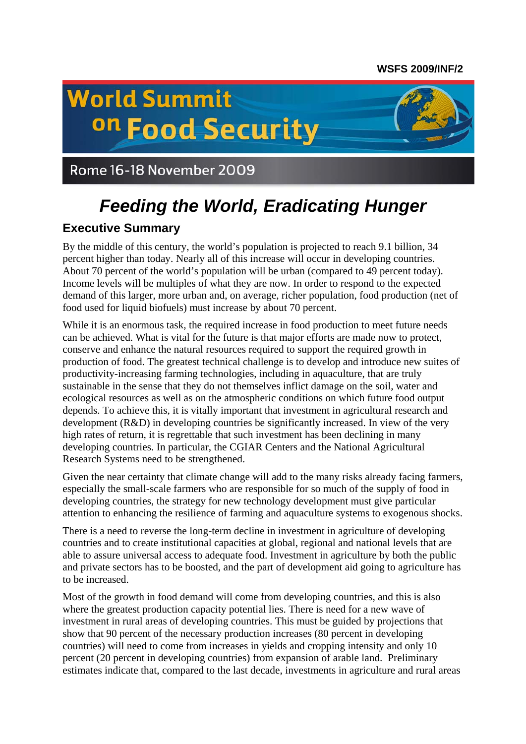WSFS 2009/INF/2

World Summit on Food Security

Rome 16-18 November 2009

# *Feeding the World, Eradicating Hunger*

## Executive Summary

By the middle of this century, the world's population is projected to reach 9.1 billion, 34 percent higher than today. Nearly all of this increase will occur in developing countries. About 70 percent of the world's population will be urban (compared to 49 percent today). Income levels will be multiples of what they are now. In order to respond to the expected demand of this larger, more urban and, on average, richer population, food production (net of food used for liquid biofuels) must increase by about 70 percent.

While it is an enormous task, the required increase in food production to meet future needs can be achieved. What is vital for the future is that major efforts are made now to protect, conserve and enhance the natural resources required to support the required growth in production of food. The greatest technical challenge is to develop and introduce new suites of productivity-increasing farming technologies, including in aquaculture, that are truly sustainable in the sense that they do not themselves inflict damage on the soil, water and ecological resources as well as on the atmospheric conditions on which future food output depends. To achieve this, it is vitally important that investment in agricultural research and development (R&D) in developing countries be significantly increased. In view of the very high rates of return, it is regrettable that such investment has been declining in many developing countries. In particular, the CGIAR Centers and the National Agricultural Research Systems need to be strengthened.

Given the near certainty that climate change will add to the many risks already facing farmers, especially the small-scale farmers who are responsible for so much of the supply of food in developing countries, the strategy for new technology development must give particular attention to enhancing the resilience of farming and aquaculture systems to exogenous shocks.

There is a need to reverse the long-term decline in investment in agriculture of developing countries and to create institutional capacities at global, regional and national levels that are able to assure universal access to adequate food. Investment in agriculture by both the public and private sectors has to be boosted, and the part of development aid going to agriculture has to be increased.

Most of the growth in food demand will come from developing countries, and this is also where the greatest production capacity potential lies. There is need for a new wave of investment in rural areas of developing countries. This must be guided by projections that show that 90 percent of the necessary production increases (80 percent in developing countries) will need to come from increases in yields and cropping intensity and only 10 percent (20 percent in developing countries) from expansion of arable land. Preliminary estimates indicate that, compared to the last decade, investments in agriculture and rural areas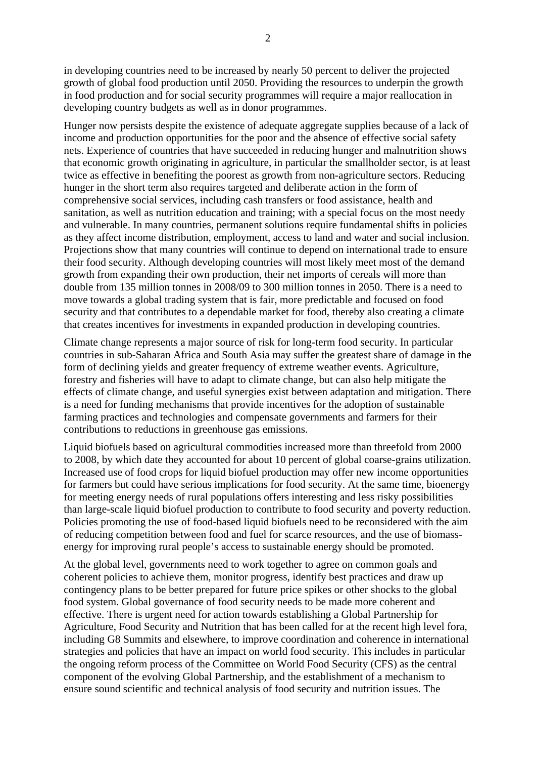in developing countries need to be increased by nearly 50 percent to deliver the projected growth of global food production until 2050. Providing the resources to underpin the growth in food production and for social security programmes will require a major reallocation in developing country budgets as well as in donor programmes.

Hunger now persists despite the existence of adequate aggregate supplies because of a lack of income and production opportunities for the poor and the absence of effective social safety nets. Experience of countries that have succeeded in reducing hunger and malnutrition shows that economic growth originating in agriculture, in particular the smallholder sector, is at least twice as effective in benefiting the poorest as growth from non-agriculture sectors. Reducing hunger in the short term also requires targeted and deliberate action in the form of comprehensive social services, including cash transfers or food assistance, health and sanitation, as well as nutrition education and training; with a special focus on the most needy and vulnerable. In many countries, permanent solutions require fundamental shifts in policies as they affect income distribution, employment, access to land and water and social inclusion. Projections show that many countries will continue to depend on international trade to ensure their food security. Although developing countries will most likely meet most of the demand growth from expanding their own production, their net imports of cereals will more than double from 135 million tonnes in 2008/09 to 300 million tonnes in 2050. There is a need to move towards a global trading system that is fair, more predictable and focused on food security and that contributes to a dependable market for food, thereby also creating a climate that creates incentives for investments in expanded production in developing countries.

Climate change represents a major source of risk for long-term food security. In particular countries in sub-Saharan Africa and South Asia may suffer the greatest share of damage in the form of declining yields and greater frequency of extreme weather events. Agriculture, forestry and fisheries will have to adapt to climate change, but can also help mitigate the effects of climate change, and useful synergies exist between adaptation and mitigation. There is a need for funding mechanisms that provide incentives for the adoption of sustainable farming practices and technologies and compensate governments and farmers for their contributions to reductions in greenhouse gas emissions.

Liquid biofuels based on agricultural commodities increased more than threefold from 2000 to 2008, by which date they accounted for about 10 percent of global coarse-grains utilization. Increased use of food crops for liquid biofuel production may offer new income opportunities for farmers but could have serious implications for food security. At the same time, bioenergy for meeting energy needs of rural populations offers interesting and less risky possibilities than large-scale liquid biofuel production to contribute to food security and poverty reduction. Policies promoting the use of food-based liquid biofuels need to be reconsidered with the aim of reducing competition between food and fuel for scarce resources, and the use of biomass-energy for improving rural people's access to sustainable energy should be promoted.

At the global level, governments need to work together to agree on common goals and coherent policies to achieve them, monitor progress, identify best practices and draw up contingency plans to be better prepared for future price spikes or other shocks to the global food system. Global governance of food security needs to be made more coherent and effective. There is urgent need for action towards establishing a Global Partnership for Agriculture, Food Security and Nutrition that has been called for at the recent high level fora, including G8 Summits and elsewhere, to improve coordination and coherence in international strategies and policies that have an impact on world food security. This includes in particular the ongoing reform process of the Committee on World Food Security (CFS) as the central component of the evolving Global Partnership, and the establishment of a mechanism to ensure sound scientific and technical analysis of food security and nutrition issues. The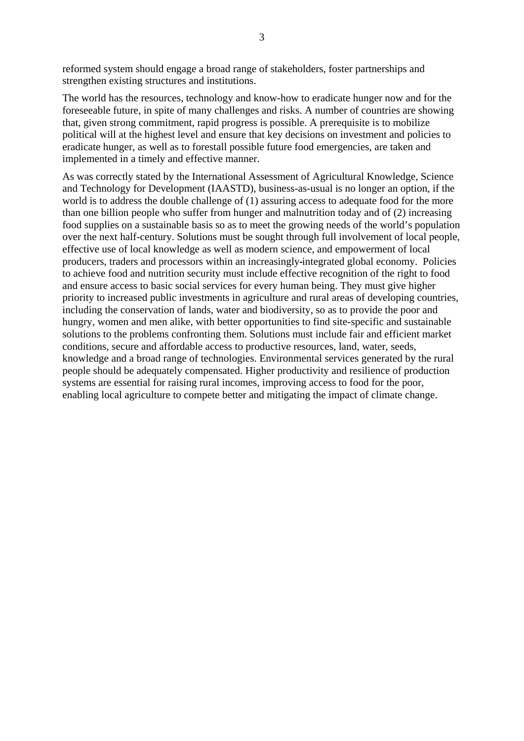reformed system should engage a broad range of stakeholders, foster partnerships and strengthen existing structures and institutions.

The world has the resources, technology and know-how to eradicate hunger now and for the foreseeable future, in spite of many challenges and risks. A number of countries are showing that, given strong commitment, rapid progress is possible. A prerequisite is to mobilize political will at the highest level and ensure that key decisions on investment and policies to eradicate hunger, as well as to forestall possible future food emergencies, are taken and implemented in a timely and effective manner.

As was correctly stated by the International Assessment of Agricultural Knowledge, Science and Technology for Development (IAASTD), business-as-usual is no longer an option, if the world is to address the double challenge of (1) assuring access to adequate food for the more than one billion people who suffer from hunger and malnutrition today and of (2) increasing food supplies on a sustainable basis so as to meet the growing needs of the world's population over the next half-century. Solutions must be sought through full involvement of local people, effective use of local knowledge as well as modern science, and empowerment of local producers, traders and processors within an increasingly-integrated global economy. Policies to achieve food and nutrition security must include effective recognition of the right to food and ensure access to basic social services for every human being. They must give higher priority to increased public investments in agriculture and rural areas of developing countries, including the conservation of lands, water and biodiversity, so as to provide the poor and hungry, women and men alike, with better opportunities to find site-specific and sustainable solutions to the problems confronting them. Solutions must include fair and efficient market conditions, secure and affordable access to productive resources, land, water, seeds, knowledge and a broad range of technologies. Environmental services generated by the rural people should be adequately compensated. Higher productivity and resilience of production systems are essential for raising rural incomes, improving access to food for the poor, enabling local agriculture to compete better and mitigating the impact of climate change.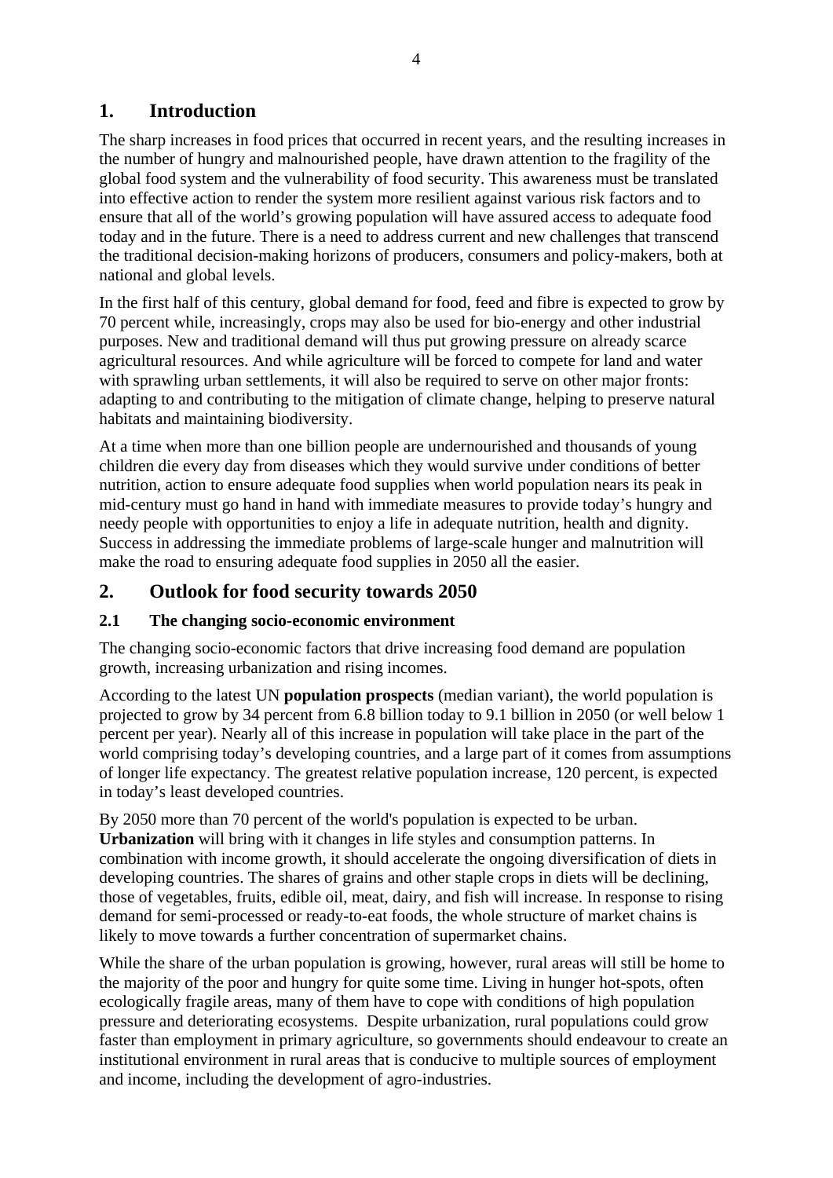# 1. Introduction

The sharp increases in food prices that occurred in recent years, and the resulting increases in the number of hungry and malnourished people, have drawn attention to the fragility of the global food system and the vulnerability of food security. This awareness must be translated into effective action to render the system more resilient against various risk factors and to ensure that all of the world's growing population will have assured access to adequate food today and in the future. There is a need to address current and new challenges that transcend the traditional decision-making horizons of producers, consumers and policy-makers, both at national and global levels.

In the first half of this century, global demand for food, feed and fibre is expected to grow by 70 percent while, increasingly, crops may also be used for bio-energy and other industrial purposes. New and traditional demand will thus put growing pressure on already scarce agricultural resources. And while agriculture will be forced to compete for land and water with sprawling urban settlements, it will also be required to serve on other major fronts: adapting to and contributing to the mitigation of climate change, helping to preserve natural habitats and maintaining biodiversity.

At a time when more than one billion people are undernourished and thousands of young children die every day from diseases which they would survive under conditions of better nutrition, action to ensure adequate food supplies when world population nears its peak in mid-century must go hand in hand with immediate measures to provide today's hungry and needy people with opportunities to enjoy a life in adequate nutrition, health and dignity. Success in addressing the immediate problems of large-scale hunger and malnutrition will make the road to ensuring adequate food supplies in 2050 all the easier.

# 2. Outlook for food security towards 2050

## 2.1 The changing socio-economic environment

The changing socio-economic factors that drive increasing food demand are population growth, increasing urbanization and rising incomes.

According to the latest UN **population prospects** (median variant), the world population is projected to grow by 34 percent from 6.8 billion today to 9.1 billion in 2050 (or well below 1 percent per year). Nearly all of this increase in population will take place in the part of the world comprising today's developing countries, and a large part of it comes from assumptions of longer life expectancy. The greatest relative population increase, 120 percent, is expected in today's least developed countries.

By 2050 more than 70 percent of the world's population is expected to be urban. **Urbanization** will bring with it changes in life styles and consumption patterns. In combination with income growth, it should accelerate the ongoing diversification of diets in developing countries. The shares of grains and other staple crops in diets will be declining, those of vegetables, fruits, edible oil, meat, dairy, and fish will increase. In response to rising demand for semi-processed or ready-to-eat foods, the whole structure of market chains is likely to move towards a further concentration of supermarket chains.

While the share of the urban population is growing, however, rural areas will still be home to the majority of the poor and hungry for quite some time. Living in hunger hot-spots, often ecologically fragile areas, many of them have to cope with conditions of high population pressure and deteriorating ecosystems. Despite urbanization, rural populations could grow faster than employment in primary agriculture, so governments should endeavour to create an institutional environment in rural areas that is conducive to multiple sources of employment and income, including the development of agro-industries.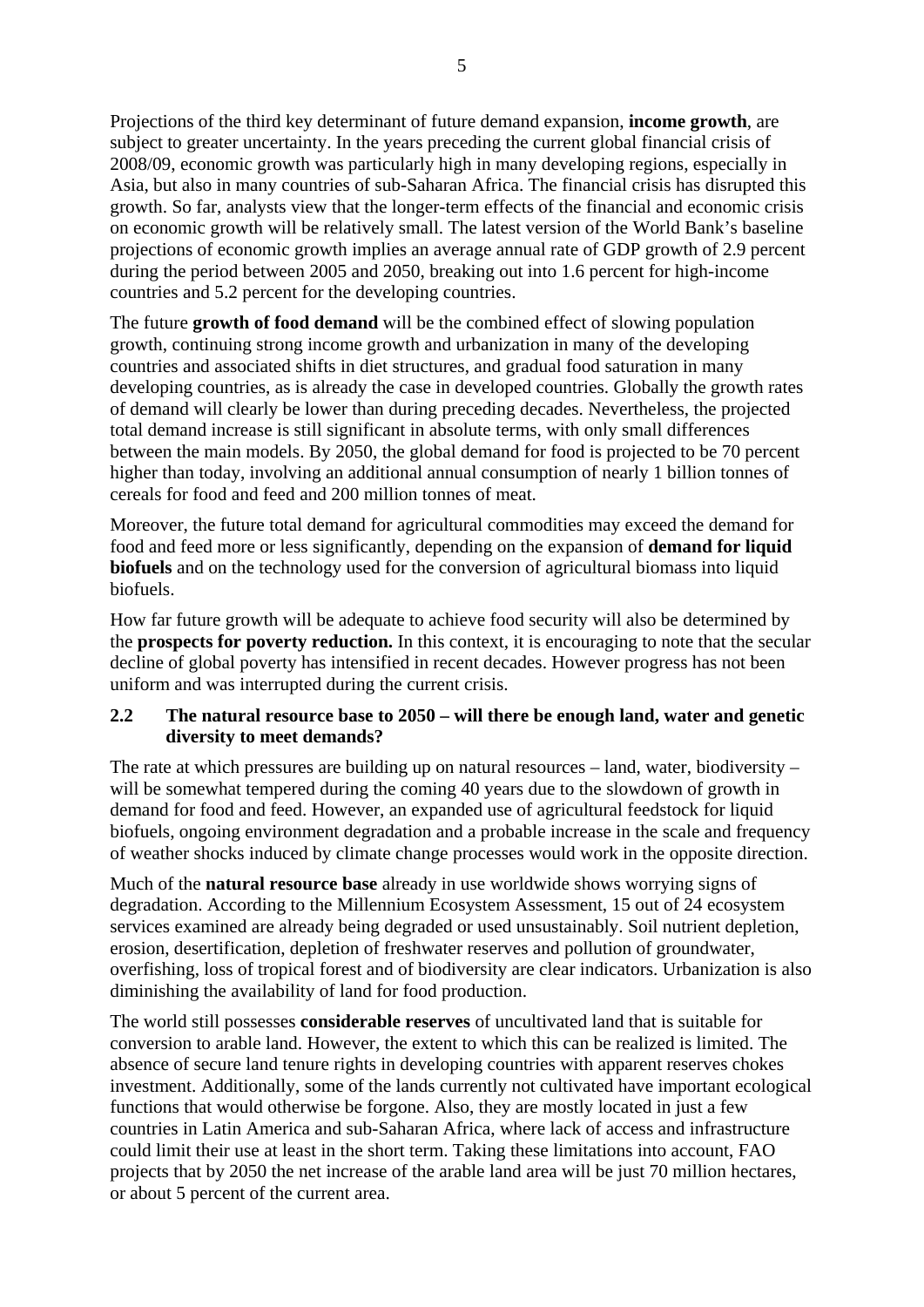Projections of the third key determinant of future demand expansion, **income growth**, are subject to greater uncertainty. In the years preceding the current global financial crisis of 2008/09, economic growth was particularly high in many developing regions, especially in Asia, but also in many countries of sub-Saharan Africa. The financial crisis has disrupted this growth. So far, analysts view that the longer-term effects of the financial and economic crisis on economic growth will be relatively small. The latest version of the World Bank's baseline projections of economic growth implies an average annual rate of GDP growth of 2.9 percent during the period between 2005 and 2050, breaking out into 1.6 percent for high-income countries and 5.2 percent for the developing countries.

The future **growth of food demand** will be the combined effect of slowing population growth, continuing strong income growth and urbanization in many of the developing countries and associated shifts in diet structures, and gradual food saturation in many developing countries, as is already the case in developed countries. Globally the growth rates of demand will clearly be lower than during preceding decades. Nevertheless, the projected total demand increase is still significant in absolute terms, with only small differences between the main models. By 2050, the global demand for food is projected to be 70 percent higher than today, involving an additional annual consumption of nearly 1 billion tonnes of cereals for food and feed and 200 million tonnes of meat.

Moreover, the future total demand for agricultural commodities may exceed the demand for food and feed more or less significantly, depending on the expansion of **demand for liquid biofuels** and on the technology used for the conversion of agricultural biomass into liquid biofuels.

How far future growth will be adequate to achieve food security will also be determined by the **prospects for poverty reduction.** In this context, it is encouraging to note that the secular decline of global poverty has intensified in recent decades. However progress has not been uniform and was interrupted during the current crisis.

### 2.2 The natural resource base to 2050 – will there be enough land, water and genetic diversity to meet demands?

The rate at which pressures are building up on natural resources – land, water, biodiversity – will be somewhat tempered during the coming 40 years due to the slowdown of growth in demand for food and feed. However, an expanded use of agricultural feedstock for liquid biofuels, ongoing environment degradation and a probable increase in the scale and frequency of weather shocks induced by climate change processes would work in the opposite direction.

Much of the **natural resource base** already in use worldwide shows worrying signs of degradation. According to the Millennium Ecosystem Assessment, 15 out of 24 ecosystem services examined are already being degraded or used unsustainably. Soil nutrient depletion, erosion, desertification, depletion of freshwater reserves and pollution of groundwater, overfishing, loss of tropical forest and of biodiversity are clear indicators. Urbanization is also diminishing the availability of land for food production.

The world still possesses **considerable reserves** of uncultivated land that is suitable for conversion to arable land. However, the extent to which this can be realized is limited. The absence of secure land tenure rights in developing countries with apparent reserves chokes investment. Additionally, some of the lands currently not cultivated have important ecological functions that would otherwise be forgone. Also, they are mostly located in just a few countries in Latin America and sub-Saharan Africa, where lack of access and infrastructure could limit their use at least in the short term. Taking these limitations into account, FAO projects that by 2050 the net increase of the arable land area will be just 70 million hectares, or about 5 percent of the current area.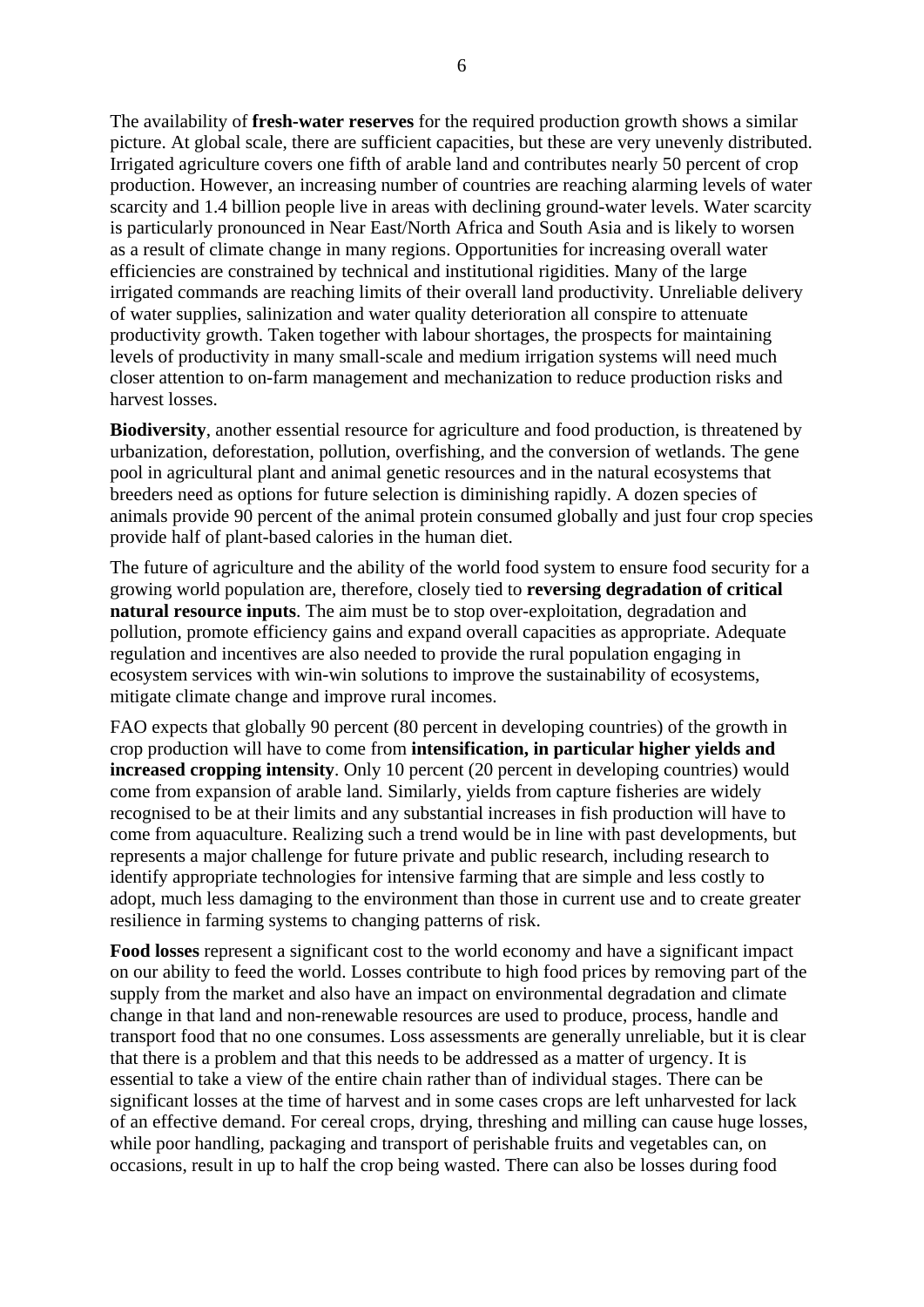The availability of **fresh-water reserves** for the required production growth shows a similar picture. At global scale, there are sufficient capacities, but these are very unevenly distributed. Irrigated agriculture covers one fifth of arable land and contributes nearly 50 percent of crop production. However, an increasing number of countries are reaching alarming levels of water scarcity and 1.4 billion people live in areas with declining ground-water levels. Water scarcity is particularly pronounced in Near East/North Africa and South Asia and is likely to worsen as a result of climate change in many regions. Opportunities for increasing overall water efficiencies are constrained by technical and institutional rigidities. Many of the large irrigated commands are reaching limits of their overall land productivity. Unreliable delivery of water supplies, salinization and water quality deterioration all conspire to attenuate productivity growth. Taken together with labour shortages, the prospects for maintaining levels of productivity in many small-scale and medium irrigation systems will need much closer attention to on-farm management and mechanization to reduce production risks and harvest losses.

**Biodiversity**, another essential resource for agriculture and food production, is threatened by urbanization, deforestation, pollution, overfishing, and the conversion of wetlands. The gene pool in agricultural plant and animal genetic resources and in the natural ecosystems that breeders need as options for future selection is diminishing rapidly. A dozen species of animals provide 90 percent of the animal protein consumed globally and just four crop species provide half of plant-based calories in the human diet.

The future of agriculture and the ability of the world food system to ensure food security for a growing world population are, therefore, closely tied to **reversing degradation of critical natural resource inputs**. The aim must be to stop over-exploitation, degradation and pollution, promote efficiency gains and expand overall capacities as appropriate. Adequate regulation and incentives are also needed to provide the rural population engaging in ecosystem services with win-win solutions to improve the sustainability of ecosystems, mitigate climate change and improve rural incomes.

FAO expects that globally 90 percent (80 percent in developing countries) of the growth in crop production will have to come from **intensification, in particular higher yields and increased cropping intensity**. Only 10 percent (20 percent in developing countries) would come from expansion of arable land. Similarly, yields from capture fisheries are widely recognised to be at their limits and any substantial increases in fish production will have to come from aquaculture. Realizing such a trend would be in line with past developments, but represents a major challenge for future private and public research, including research to identify appropriate technologies for intensive farming that are simple and less costly to adopt, much less damaging to the environment than those in current use and to create greater resilience in farming systems to changing patterns of risk.

**Food losses** represent a significant cost to the world economy and have a significant impact on our ability to feed the world. Losses contribute to high food prices by removing part of the supply from the market and also have an impact on environmental degradation and climate change in that land and non-renewable resources are used to produce, process, handle and transport food that no one consumes. Loss assessments are generally unreliable, but it is clear that there is a problem and that this needs to be addressed as a matter of urgency. It is essential to take a view of the entire chain rather than of individual stages. There can be significant losses at the time of harvest and in some cases crops are left unharvested for lack of an effective demand. For cereal crops, drying, threshing and milling can cause huge losses, while poor handling, packaging and transport of perishable fruits and vegetables can, on occasions, result in up to half the crop being wasted. There can also be losses during food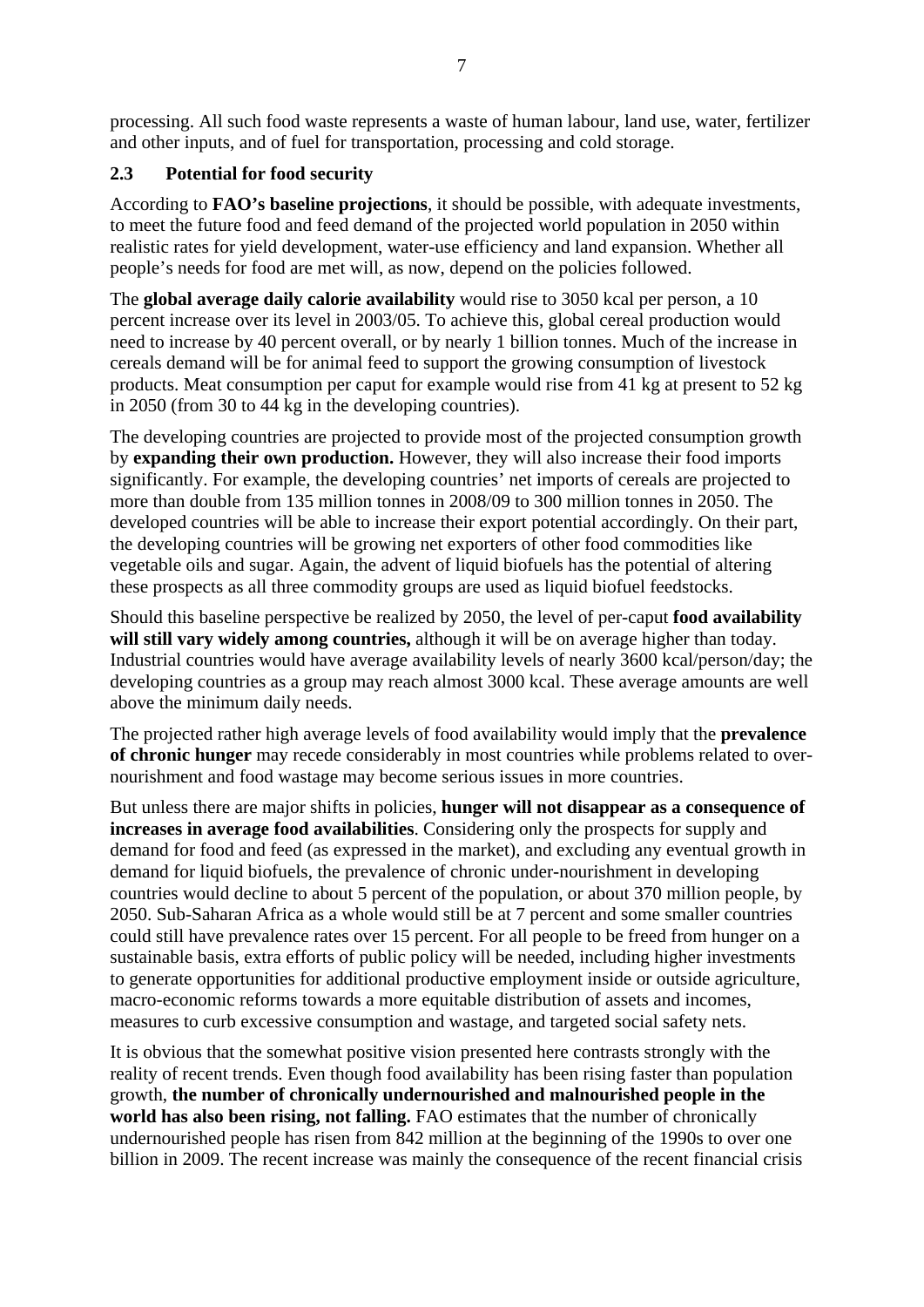processing. All such food waste represents a waste of human labour, land use, water, fertilizer and other inputs, and of fuel for transportation, processing and cold storage.

### 2.3 Potential for food security

According to **FAO's baseline projections**, it should be possible, with adequate investments, to meet the future food and feed demand of the projected world population in 2050 within realistic rates for yield development, water-use efficiency and land expansion. Whether all people's needs for food are met will, as now, depend on the policies followed.

The **global average daily calorie availability** would rise to 3050 kcal per person, a 10 percent increase over its level in 2003/05. To achieve this, global cereal production would need to increase by 40 percent overall, or by nearly 1 billion tonnes. Much of the increase in cereals demand will be for animal feed to support the growing consumption of livestock products. Meat consumption per caput for example would rise from 41 kg at present to 52 kg in 2050 (from 30 to 44 kg in the developing countries).

The developing countries are projected to provide most of the projected consumption growth by **expanding their own production.** However, they will also increase their food imports significantly. For example, the developing countries' net imports of cereals are projected to more than double from 135 million tonnes in 2008/09 to 300 million tonnes in 2050. The developed countries will be able to increase their export potential accordingly. On their part, the developing countries will be growing net exporters of other food commodities like vegetable oils and sugar. Again, the advent of liquid biofuels has the potential of altering these prospects as all three commodity groups are used as liquid biofuel feedstocks.

Should this baseline perspective be realized by 2050, the level of per-caput **food availability will still vary widely among countries,** although it will be on average higher than today. Industrial countries would have average availability levels of nearly 3600 kcal/person/day; the developing countries as a group may reach almost 3000 kcal. These average amounts are well above the minimum daily needs.

The projected rather high average levels of food availability would imply that the **prevalence of chronic hunger** may recede considerably in most countries while problems related to over-nourishment and food wastage may become serious issues in more countries.

But unless there are major shifts in policies, **hunger will not disappear as a consequence of increases in average food availabilities**. Considering only the prospects for supply and demand for food and feed (as expressed in the market), and excluding any eventual growth in demand for liquid biofuels, the prevalence of chronic under-nourishment in developing countries would decline to about 5 percent of the population, or about 370 million people, by 2050. Sub-Saharan Africa as a whole would still be at 7 percent and some smaller countries could still have prevalence rates over 15 percent. For all people to be freed from hunger on a sustainable basis, extra efforts of public policy will be needed, including higher investments to generate opportunities for additional productive employment inside or outside agriculture, macro-economic reforms towards a more equitable distribution of assets and incomes, measures to curb excessive consumption and wastage, and targeted social safety nets.

It is obvious that the somewhat positive vision presented here contrasts strongly with the reality of recent trends. Even though food availability has been rising faster than population growth, **the number of chronically undernourished and malnourished people in the world has also been rising, not falling.** FAO estimates that the number of chronically undernourished people has risen from 842 million at the beginning of the 1990s to over one billion in 2009. The recent increase was mainly the consequence of the recent financial crisis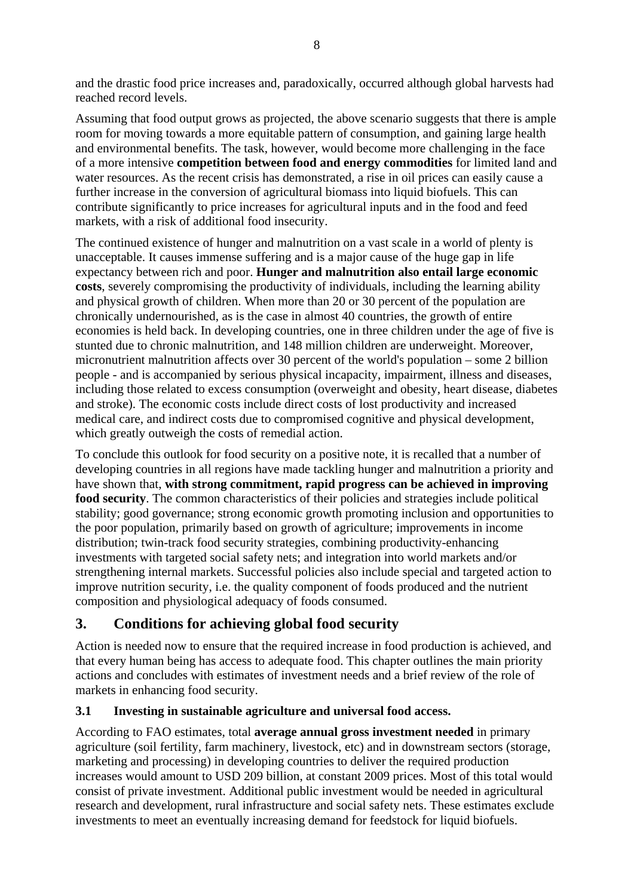and the drastic food price increases and, paradoxically, occurred although global harvests had reached record levels.

Assuming that food output grows as projected, the above scenario suggests that there is ample room for moving towards a more equitable pattern of consumption, and gaining large health and environmental benefits. The task, however, would become more challenging in the face of a more intensive **competition between food and energy commodities** for limited land and water resources. As the recent crisis has demonstrated, a rise in oil prices can easily cause a further increase in the conversion of agricultural biomass into liquid biofuels. This can contribute significantly to price increases for agricultural inputs and in the food and feed markets, with a risk of additional food insecurity.

The continued existence of hunger and malnutrition on a vast scale in a world of plenty is unacceptable. It causes immense suffering and is a major cause of the huge gap in life expectancy between rich and poor. **Hunger and malnutrition also entail large economic costs**, severely compromising the productivity of individuals, including the learning ability and physical growth of children. When more than 20 or 30 percent of the population are chronically undernourished, as is the case in almost 40 countries, the growth of entire economies is held back. In developing countries, one in three children under the age of five is stunted due to chronic malnutrition, and 148 million children are underweight. Moreover, micronutrient malnutrition affects over 30 percent of the world's population – some 2 billion people - and is accompanied by serious physical incapacity, impairment, illness and diseases, including those related to excess consumption (overweight and obesity, heart disease, diabetes and stroke). The economic costs include direct costs of lost productivity and increased medical care, and indirect costs due to compromised cognitive and physical development, which greatly outweigh the costs of remedial action.

To conclude this outlook for food security on a positive note, it is recalled that a number of developing countries in all regions have made tackling hunger and malnutrition a priority and have shown that, **with strong commitment, rapid progress can be achieved in improving food security**. The common characteristics of their policies and strategies include political stability; good governance; strong economic growth promoting inclusion and opportunities to the poor population, primarily based on growth of agriculture; improvements in income distribution; twin-track food security strategies, combining productivity-enhancing investments with targeted social safety nets; and integration into world markets and/or strengthening internal markets. Successful policies also include special and targeted action to improve nutrition security, i.e. the quality component of foods produced and the nutrient composition and physiological adequacy of foods consumed.

## 3. Conditions for achieving global food security

Action is needed now to ensure that the required increase in food production is achieved, and that every human being has access to adequate food. This chapter outlines the main priority actions and concludes with estimates of investment needs and a brief review of the role of markets in enhancing food security.

### 3.1 Investing in sustainable agriculture and universal food access.

According to FAO estimates, total **average annual gross investment needed** in primary agriculture (soil fertility, farm machinery, livestock, etc) and in downstream sectors (storage, marketing and processing) in developing countries to deliver the required production increases would amount to USD 209 billion, at constant 2009 prices. Most of this total would consist of private investment. Additional public investment would be needed in agricultural research and development, rural infrastructure and social safety nets. These estimates exclude investments to meet an eventually increasing demand for feedstock for liquid biofuels.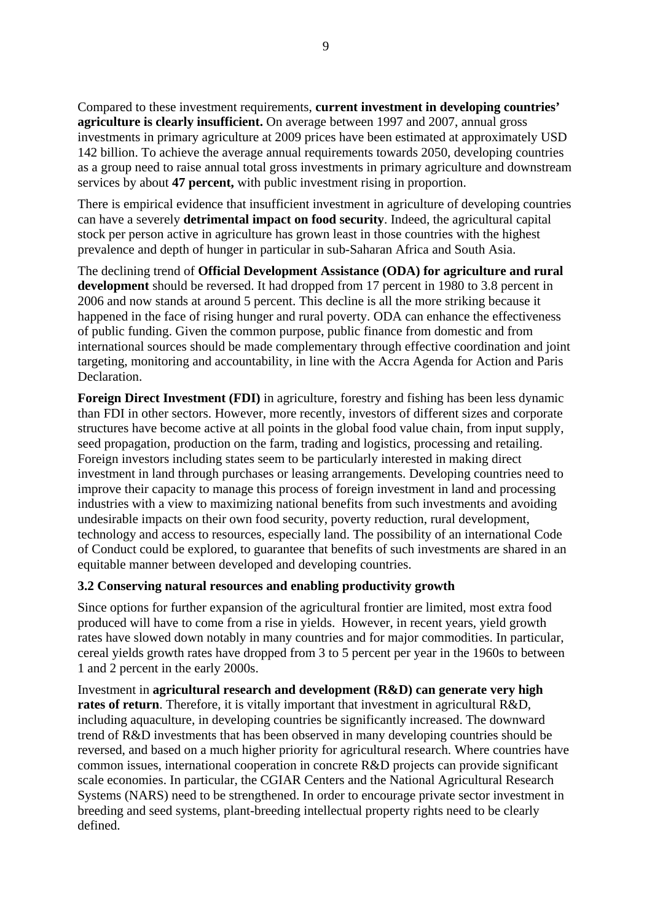Compared to these investment requirements, **current investment in developing countries' agriculture is clearly insufficient.** On average between 1997 and 2007, annual gross investments in primary agriculture at 2009 prices have been estimated at approximately USD 142 billion. To achieve the average annual requirements towards 2050, developing countries as a group need to raise annual total gross investments in primary agriculture and downstream services by about **47 percent,** with public investment rising in proportion.

There is empirical evidence that insufficient investment in agriculture of developing countries can have a severely **detrimental impact on food security**. Indeed, the agricultural capital stock per person active in agriculture has grown least in those countries with the highest prevalence and depth of hunger in particular in sub-Saharan Africa and South Asia.

The declining trend of **Official Development Assistance (ODA) for agriculture and rural development** should be reversed. It had dropped from 17 percent in 1980 to 3.8 percent in 2006 and now stands at around 5 percent. This decline is all the more striking because it happened in the face of rising hunger and rural poverty. ODA can enhance the effectiveness of public funding. Given the common purpose, public finance from domestic and from international sources should be made complementary through effective coordination and joint targeting, monitoring and accountability, in line with the Accra Agenda for Action and Paris Declaration.

**Foreign Direct Investment (FDI)** in agriculture, forestry and fishing has been less dynamic than FDI in other sectors. However, more recently, investors of different sizes and corporate structures have become active at all points in the global food value chain, from input supply, seed propagation, production on the farm, trading and logistics, processing and retailing. Foreign investors including states seem to be particularly interested in making direct investment in land through purchases or leasing arrangements. Developing countries need to improve their capacity to manage this process of foreign investment in land and processing industries with a view to maximizing national benefits from such investments and avoiding undesirable impacts on their own food security, poverty reduction, rural development, technology and access to resources, especially land. The possibility of an international Code of Conduct could be explored, to guarantee that benefits of such investments are shared in an equitable manner between developed and developing countries.

### 3.2 Conserving natural resources and enabling productivity growth

Since options for further expansion of the agricultural frontier are limited, most extra food produced will have to come from a rise in yields. However, in recent years, yield growth rates have slowed down notably in many countries and for major commodities. In particular, cereal yields growth rates have dropped from 3 to 5 percent per year in the 1960s to between 1 and 2 percent in the early 2000s.

Investment in **agricultural research and development (R&D) can generate very high rates of return**. Therefore, it is vitally important that investment in agricultural R&D, including aquaculture, in developing countries be significantly increased. The downward trend of R&D investments that has been observed in many developing countries should be reversed, and based on a much higher priority for agricultural research. Where countries have common issues, international cooperation in concrete R&D projects can provide significant scale economies. In particular, the CGIAR Centers and the National Agricultural Research Systems (NARS) need to be strengthened. In order to encourage private sector investment in breeding and seed systems, plant-breeding intellectual property rights need to be clearly defined.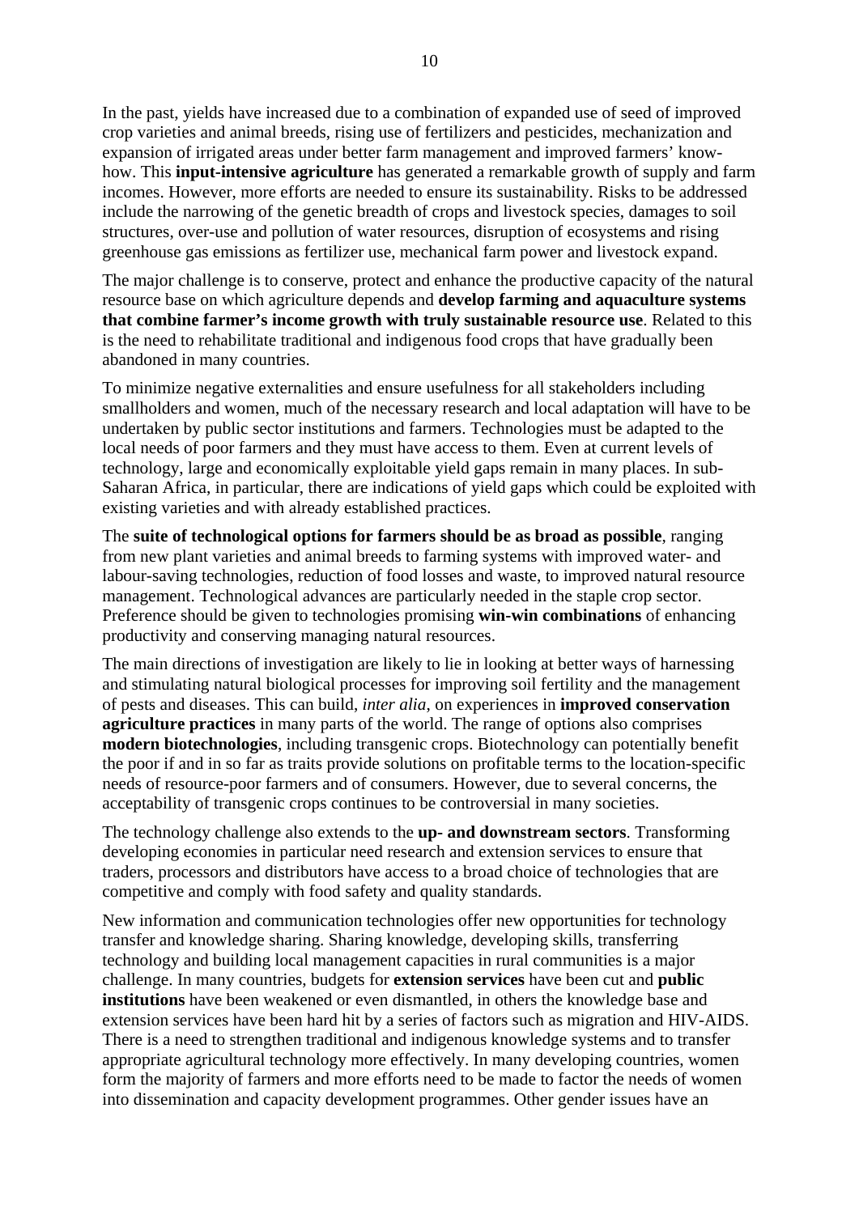In the past, yields have increased due to a combination of expanded use of seed of improved crop varieties and animal breeds, rising use of fertilizers and pesticides, mechanization and expansion of irrigated areas under better farm management and improved farmers' know-how. This **input-intensive agriculture** has generated a remarkable growth of supply and farm incomes. However, more efforts are needed to ensure its sustainability. Risks to be addressed include the narrowing of the genetic breadth of crops and livestock species, damages to soil structures, over-use and pollution of water resources, disruption of ecosystems and rising greenhouse gas emissions as fertilizer use, mechanical farm power and livestock expand.

The major challenge is to conserve, protect and enhance the productive capacity of the natural resource base on which agriculture depends and **develop farming and aquaculture systems that combine farmer's income growth with truly sustainable resource use**. Related to this is the need to rehabilitate traditional and indigenous food crops that have gradually been abandoned in many countries.

To minimize negative externalities and ensure usefulness for all stakeholders including smallholders and women, much of the necessary research and local adaptation will have to be undertaken by public sector institutions and farmers. Technologies must be adapted to the local needs of poor farmers and they must have access to them. Even at current levels of technology, large and economically exploitable yield gaps remain in many places. In sub-Saharan Africa, in particular, there are indications of yield gaps which could be exploited with existing varieties and with already established practices.

The **suite of technological options for farmers should be as broad as possible**, ranging from new plant varieties and animal breeds to farming systems with improved water- and labour-saving technologies, reduction of food losses and waste, to improved natural resource management. Technological advances are particularly needed in the staple crop sector. Preference should be given to technologies promising **win-win combinations** of enhancing productivity and conserving managing natural resources.

The main directions of investigation are likely to lie in looking at better ways of harnessing and stimulating natural biological processes for improving soil fertility and the management of pests and diseases. This can build, *inter alia*, on experiences in **improved conservation agriculture practices** in many parts of the world. The range of options also comprises **modern biotechnologies**, including transgenic crops. Biotechnology can potentially benefit the poor if and in so far as traits provide solutions on profitable terms to the location-specific needs of resource-poor farmers and of consumers. However, due to several concerns, the acceptability of transgenic crops continues to be controversial in many societies.

The technology challenge also extends to the **up- and downstream sectors**. Transforming developing economies in particular need research and extension services to ensure that traders, processors and distributors have access to a broad choice of technologies that are competitive and comply with food safety and quality standards.

New information and communication technologies offer new opportunities for technology transfer and knowledge sharing. Sharing knowledge, developing skills, transferring technology and building local management capacities in rural communities is a major challenge. In many countries, budgets for **extension services** have been cut and **public institutions** have been weakened or even dismantled, in others the knowledge base and extension services have been hard hit by a series of factors such as migration and HIV-AIDS. There is a need to strengthen traditional and indigenous knowledge systems and to transfer appropriate agricultural technology more effectively. In many developing countries, women form the majority of farmers and more efforts need to be made to factor the needs of women into dissemination and capacity development programmes. Other gender issues have an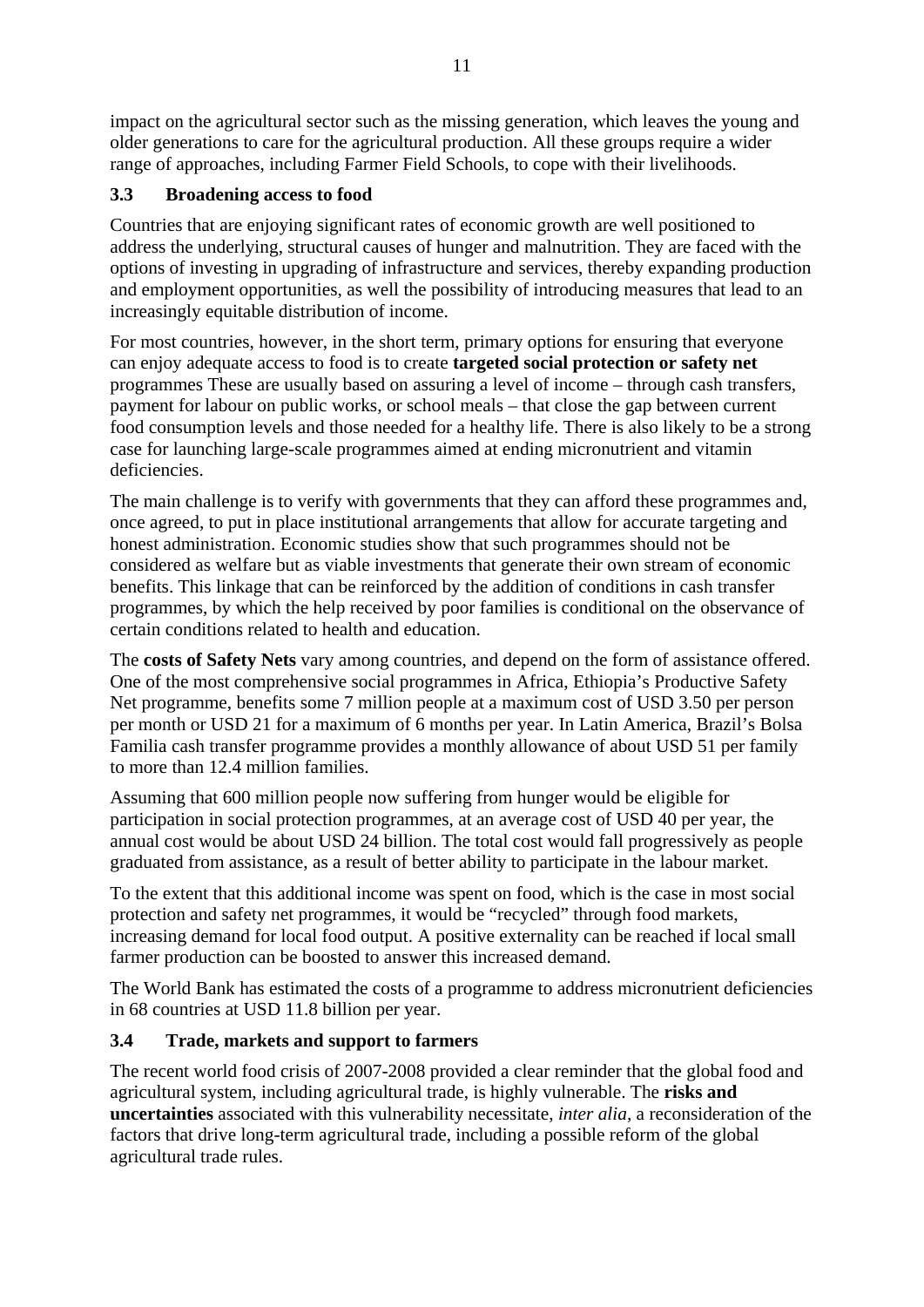impact on the agricultural sector such as the missing generation, which leaves the young and older generations to care for the agricultural production. All these groups require a wider range of approaches, including Farmer Field Schools, to cope with their livelihoods.

### 3.3 Broadening access to food

Countries that are enjoying significant rates of economic growth are well positioned to address the underlying, structural causes of hunger and malnutrition. They are faced with the options of investing in upgrading of infrastructure and services, thereby expanding production and employment opportunities, as well the possibility of introducing measures that lead to an increasingly equitable distribution of income.

For most countries, however, in the short term, primary options for ensuring that everyone can enjoy adequate access to food is to create **targeted social protection or safety net** programmes These are usually based on assuring a level of income – through cash transfers, payment for labour on public works, or school meals – that close the gap between current food consumption levels and those needed for a healthy life. There is also likely to be a strong case for launching large-scale programmes aimed at ending micronutrient and vitamin deficiencies.

The main challenge is to verify with governments that they can afford these programmes and, once agreed, to put in place institutional arrangements that allow for accurate targeting and honest administration. Economic studies show that such programmes should not be considered as welfare but as viable investments that generate their own stream of economic benefits. This linkage that can be reinforced by the addition of conditions in cash transfer programmes, by which the help received by poor families is conditional on the observance of certain conditions related to health and education.

The **costs of Safety Nets** vary among countries, and depend on the form of assistance offered. One of the most comprehensive social programmes in Africa, Ethiopia's Productive Safety Net programme, benefits some 7 million people at a maximum cost of USD 3.50 per person per month or USD 21 for a maximum of 6 months per year. In Latin America, Brazil's Bolsa Familia cash transfer programme provides a monthly allowance of about USD 51 per family to more than 12.4 million families.

Assuming that 600 million people now suffering from hunger would be eligible for participation in social protection programmes, at an average cost of USD 40 per year, the annual cost would be about USD 24 billion. The total cost would fall progressively as people graduated from assistance, as a result of better ability to participate in the labour market.

To the extent that this additional income was spent on food, which is the case in most social protection and safety net programmes, it would be "recycled" through food markets, increasing demand for local food output. A positive externality can be reached if local small farmer production can be boosted to answer this increased demand.

The World Bank has estimated the costs of a programme to address micronutrient deficiencies in 68 countries at USD 11.8 billion per year.

### 3.4 Trade, markets and support to farmers

The recent world food crisis of 2007-2008 provided a clear reminder that the global food and agricultural system, including agricultural trade, is highly vulnerable. The **risks and uncertainties** associated with this vulnerability necessitate, *inter alia*, a reconsideration of the factors that drive long-term agricultural trade, including a possible reform of the global agricultural trade rules.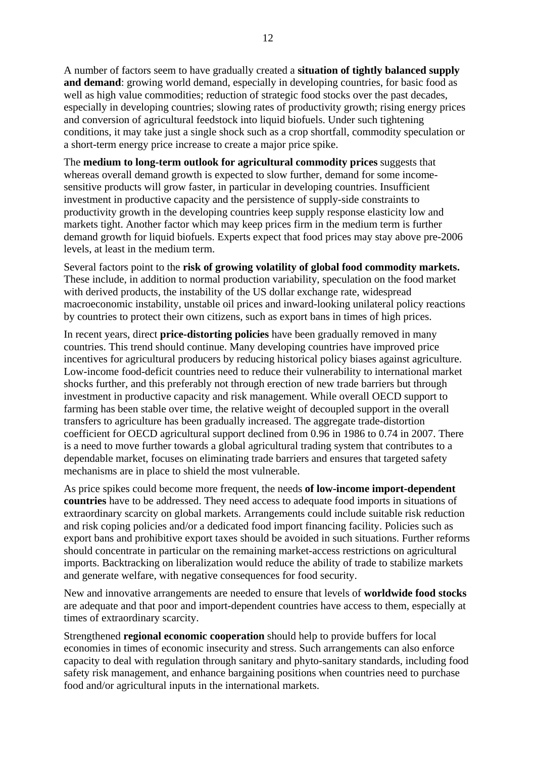A number of factors seem to have gradually created a **situation of tightly balanced supply and demand**: growing world demand, especially in developing countries, for basic food as well as high value commodities; reduction of strategic food stocks over the past decades, especially in developing countries; slowing rates of productivity growth; rising energy prices and conversion of agricultural feedstock into liquid biofuels. Under such tightening conditions, it may take just a single shock such as a crop shortfall, commodity speculation or a short-term energy price increase to create a major price spike.

The **medium to long-term outlook for agricultural commodity prices** suggests that whereas overall demand growth is expected to slow further, demand for some income-sensitive products will grow faster, in particular in developing countries. Insufficient investment in productive capacity and the persistence of supply-side constraints to productivity growth in the developing countries keep supply response elasticity low and markets tight. Another factor which may keep prices firm in the medium term is further demand growth for liquid biofuels. Experts expect that food prices may stay above pre-2006 levels, at least in the medium term.

Several factors point to the **risk of growing volatility of global food commodity markets.** These include, in addition to normal production variability, speculation on the food market with derived products, the instability of the US dollar exchange rate, widespread macroeconomic instability, unstable oil prices and inward-looking unilateral policy reactions by countries to protect their own citizens, such as export bans in times of high prices.

In recent years, direct **price-distorting policies** have been gradually removed in many countries. This trend should continue. Many developing countries have improved price incentives for agricultural producers by reducing historical policy biases against agriculture. Low-income food-deficit countries need to reduce their vulnerability to international market shocks further, and this preferably not through erection of new trade barriers but through investment in productive capacity and risk management. While overall OECD support to farming has been stable over time, the relative weight of decoupled support in the overall transfers to agriculture has been gradually increased. The aggregate trade-distortion coefficient for OECD agricultural support declined from 0.96 in 1986 to 0.74 in 2007. There is a need to move further towards a global agricultural trading system that contributes to a dependable market, focuses on eliminating trade barriers and ensures that targeted safety mechanisms are in place to shield the most vulnerable.

As price spikes could become more frequent, the needs **of low-income import-dependent countries** have to be addressed. They need access to adequate food imports in situations of extraordinary scarcity on global markets. Arrangements could include suitable risk reduction and risk coping policies and/or a dedicated food import financing facility. Policies such as export bans and prohibitive export taxes should be avoided in such situations. Further reforms should concentrate in particular on the remaining market-access restrictions on agricultural imports. Backtracking on liberalization would reduce the ability of trade to stabilize markets and generate welfare, with negative consequences for food security.

New and innovative arrangements are needed to ensure that levels of **worldwide food stocks** are adequate and that poor and import-dependent countries have access to them, especially at times of extraordinary scarcity.

Strengthened **regional economic cooperation** should help to provide buffers for local economies in times of economic insecurity and stress. Such arrangements can also enforce capacity to deal with regulation through sanitary and phyto-sanitary standards, including food safety risk management, and enhance bargaining positions when countries need to purchase food and/or agricultural inputs in the international markets.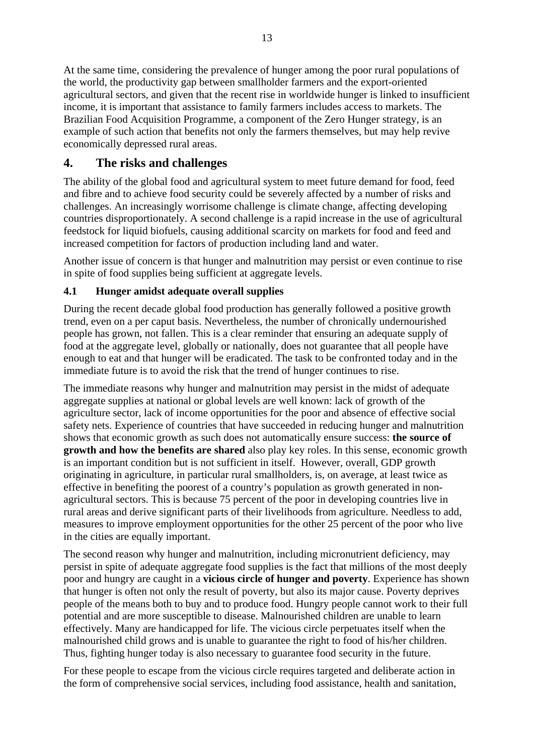At the same time, considering the prevalence of hunger among the poor rural populations of the world, the productivity gap between smallholder farmers and the export-oriented agricultural sectors, and given that the recent rise in worldwide hunger is linked to insufficient income, it is important that assistance to family farmers includes access to markets. The Brazilian Food Acquisition Programme, a component of the Zero Hunger strategy, is an example of such action that benefits not only the farmers themselves, but may help revive economically depressed rural areas.

## 4. The risks and challenges

The ability of the global food and agricultural system to meet future demand for food, feed and fibre and to achieve food security could be severely affected by a number of risks and challenges. An increasingly worrisome challenge is climate change, affecting developing countries disproportionately. A second challenge is a rapid increase in the use of agricultural feedstock for liquid biofuels, causing additional scarcity on markets for food and feed and increased competition for factors of production including land and water.

Another issue of concern is that hunger and malnutrition may persist or even continue to rise in spite of food supplies being sufficient at aggregate levels.

### 4.1 Hunger amidst adequate overall supplies

During the recent decade global food production has generally followed a positive growth trend, even on a per caput basis. Nevertheless, the number of chronically undernourished people has grown, not fallen. This is a clear reminder that ensuring an adequate supply of food at the aggregate level, globally or nationally, does not guarantee that all people have enough to eat and that hunger will be eradicated. The task to be confronted today and in the immediate future is to avoid the risk that the trend of hunger continues to rise.

The immediate reasons why hunger and malnutrition may persist in the midst of adequate aggregate supplies at national or global levels are well known: lack of growth of the agriculture sector, lack of income opportunities for the poor and absence of effective social safety nets. Experience of countries that have succeeded in reducing hunger and malnutrition shows that economic growth as such does not automatically ensure success: **the source of growth and how the benefits are shared** also play key roles. In this sense, economic growth is an important condition but is not sufficient in itself. However, overall, GDP growth originating in agriculture, in particular rural smallholders, is, on average, at least twice as effective in benefiting the poorest of a country's population as growth generated in non-agricultural sectors. This is because 75 percent of the poor in developing countries live in rural areas and derive significant parts of their livelihoods from agriculture. Needless to add, measures to improve employment opportunities for the other 25 percent of the poor who live in the cities are equally important.

The second reason why hunger and malnutrition, including micronutrient deficiency, may persist in spite of adequate aggregate food supplies is the fact that millions of the most deeply poor and hungry are caught in a **vicious circle of hunger and poverty**. Experience has shown that hunger is often not only the result of poverty, but also its major cause. Poverty deprives people of the means both to buy and to produce food. Hungry people cannot work to their full potential and are more susceptible to disease. Malnourished children are unable to learn effectively. Many are handicapped for life. The vicious circle perpetuates itself when the malnourished child grows and is unable to guarantee the right to food of his/her children. Thus, fighting hunger today is also necessary to guarantee food security in the future.

For these people to escape from the vicious circle requires targeted and deliberate action in the form of comprehensive social services, including food assistance, health and sanitation,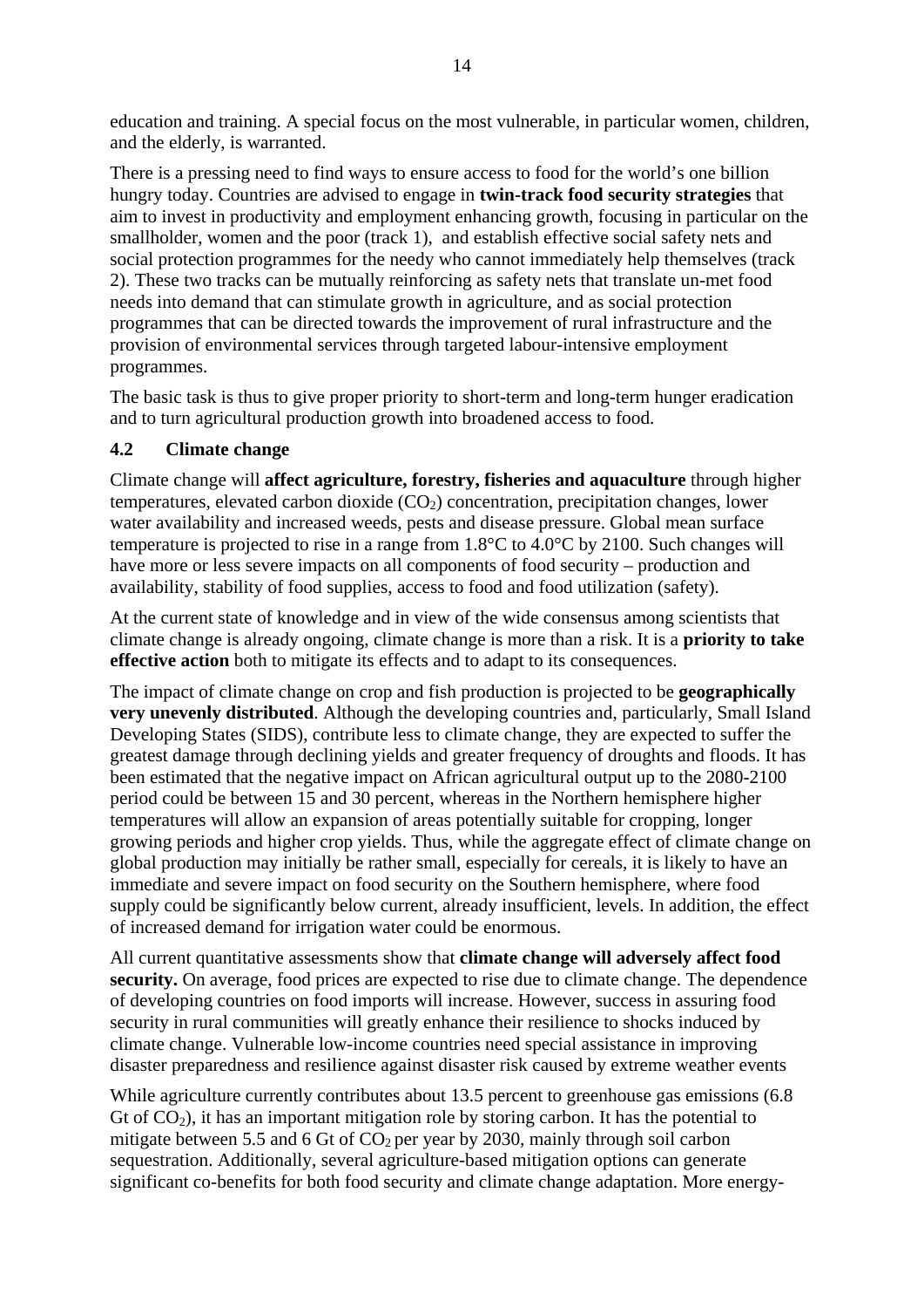education and training. A special focus on the most vulnerable, in particular women, children, and the elderly, is warranted.

There is a pressing need to find ways to ensure access to food for the world's one billion hungry today. Countries are advised to engage in **twin-track food security strategies** that aim to invest in productivity and employment enhancing growth, focusing in particular on the smallholder, women and the poor (track 1), and establish effective social safety nets and social protection programmes for the needy who cannot immediately help themselves (track 2). These two tracks can be mutually reinforcing as safety nets that translate un-met food needs into demand that can stimulate growth in agriculture, and as social protection programmes that can be directed towards the improvement of rural infrastructure and the provision of environmental services through targeted labour-intensive employment programmes.

The basic task is thus to give proper priority to short-term and long-term hunger eradication and to turn agricultural production growth into broadened access to food.

### 4.2 Climate change

Climate change will **affect agriculture, forestry, fisheries and aquaculture** through higher temperatures, elevated carbon dioxide ($CO_2$) concentration, precipitation changes, lower water availability and increased weeds, pests and disease pressure. Global mean surface temperature is projected to rise in a range from 1.8°C to 4.0°C by 2100. Such changes will have more or less severe impacts on all components of food security – production and availability, stability of food supplies, access to food and food utilization (safety).

At the current state of knowledge and in view of the wide consensus among scientists that climate change is already ongoing, climate change is more than a risk. It is a **priority to take effective action** both to mitigate its effects and to adapt to its consequences.

The impact of climate change on crop and fish production is projected to be **geographically very unevenly distributed**. Although the developing countries and, particularly, Small Island Developing States (SIDS), contribute less to climate change, they are expected to suffer the greatest damage through declining yields and greater frequency of droughts and floods. It has been estimated that the negative impact on African agricultural output up to the 2080-2100 period could be between 15 and 30 percent, whereas in the Northern hemisphere higher temperatures will allow an expansion of areas potentially suitable for cropping, longer growing periods and higher crop yields. Thus, while the aggregate effect of climate change on global production may initially be rather small, especially for cereals, it is likely to have an immediate and severe impact on food security on the Southern hemisphere, where food supply could be significantly below current, already insufficient, levels. In addition, the effect of increased demand for irrigation water could be enormous.

All current quantitative assessments show that **climate change will adversely affect food security.** On average, food prices are expected to rise due to climate change. The dependence of developing countries on food imports will increase. However, success in assuring food security in rural communities will greatly enhance their resilience to shocks induced by climate change. Vulnerable low-income countries need special assistance in improving disaster preparedness and resilience against disaster risk caused by extreme weather events

While agriculture currently contributes about 13.5 percent to greenhouse gas emissions (6.8 Gt of $CO_2$), it has an important mitigation role by storing carbon. It has the potential to mitigate between 5.5 and 6 Gt of $CO_2$ per year by 2030, mainly through soil carbon sequestration. Additionally, several agriculture-based mitigation options can generate significant co-benefits for both food security and climate change adaptation. More energy-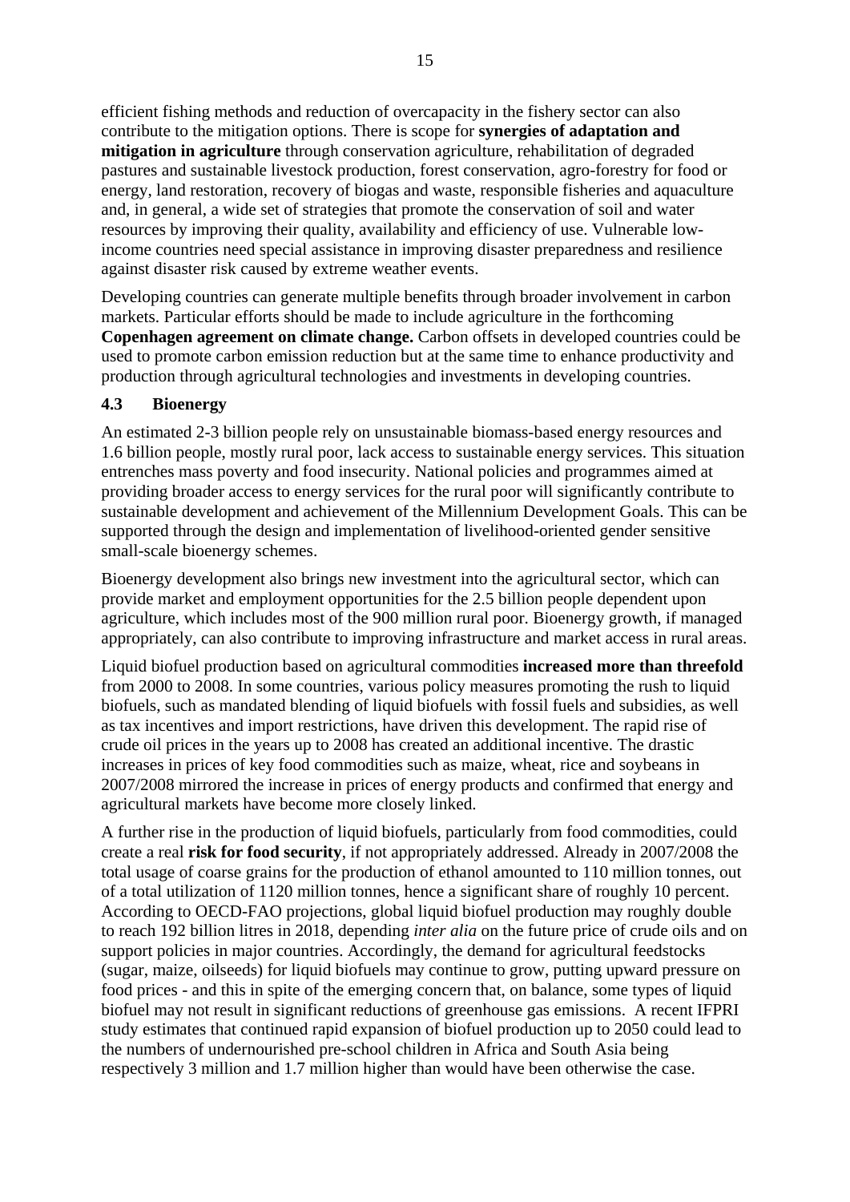efficient fishing methods and reduction of overcapacity in the fishery sector can also contribute to the mitigation options. There is scope for **synergies of adaptation and mitigation in agriculture** through conservation agriculture, rehabilitation of degraded pastures and sustainable livestock production, forest conservation, agro-forestry for food or energy, land restoration, recovery of biogas and waste, responsible fisheries and aquaculture and, in general, a wide set of strategies that promote the conservation of soil and water resources by improving their quality, availability and efficiency of use. Vulnerable low-income countries need special assistance in improving disaster preparedness and resilience against disaster risk caused by extreme weather events.

Developing countries can generate multiple benefits through broader involvement in carbon markets. Particular efforts should be made to include agriculture in the forthcoming **Copenhagen agreement on climate change.** Carbon offsets in developed countries could be used to promote carbon emission reduction but at the same time to enhance productivity and production through agricultural technologies and investments in developing countries.

### 4.3 Bioenergy

An estimated 2-3 billion people rely on unsustainable biomass-based energy resources and 1.6 billion people, mostly rural poor, lack access to sustainable energy services. This situation entrenches mass poverty and food insecurity. National policies and programmes aimed at providing broader access to energy services for the rural poor will significantly contribute to sustainable development and achievement of the Millennium Development Goals. This can be supported through the design and implementation of livelihood-oriented gender sensitive small-scale bioenergy schemes.

Bioenergy development also brings new investment into the agricultural sector, which can provide market and employment opportunities for the 2.5 billion people dependent upon agriculture, which includes most of the 900 million rural poor. Bioenergy growth, if managed appropriately, can also contribute to improving infrastructure and market access in rural areas.

Liquid biofuel production based on agricultural commodities **increased more than threefold** from 2000 to 2008. In some countries, various policy measures promoting the rush to liquid biofuels, such as mandated blending of liquid biofuels with fossil fuels and subsidies, as well as tax incentives and import restrictions, have driven this development. The rapid rise of crude oil prices in the years up to 2008 has created an additional incentive. The drastic increases in prices of key food commodities such as maize, wheat, rice and soybeans in 2007/2008 mirrored the increase in prices of energy products and confirmed that energy and agricultural markets have become more closely linked.

A further rise in the production of liquid biofuels, particularly from food commodities, could create a real **risk for food security**, if not appropriately addressed. Already in 2007/2008 the total usage of coarse grains for the production of ethanol amounted to 110 million tonnes, out of a total utilization of 1120 million tonnes, hence a significant share of roughly 10 percent. According to OECD-FAO projections, global liquid biofuel production may roughly double to reach 192 billion litres in 2018, depending *inter alia* on the future price of crude oils and on support policies in major countries. Accordingly, the demand for agricultural feedstocks (sugar, maize, oilseeds) for liquid biofuels may continue to grow, putting upward pressure on food prices - and this in spite of the emerging concern that, on balance, some types of liquid biofuel may not result in significant reductions of greenhouse gas emissions. A recent IFPRI study estimates that continued rapid expansion of biofuel production up to 2050 could lead to the numbers of undernourished pre-school children in Africa and South Asia being respectively 3 million and 1.7 million higher than would have been otherwise the case.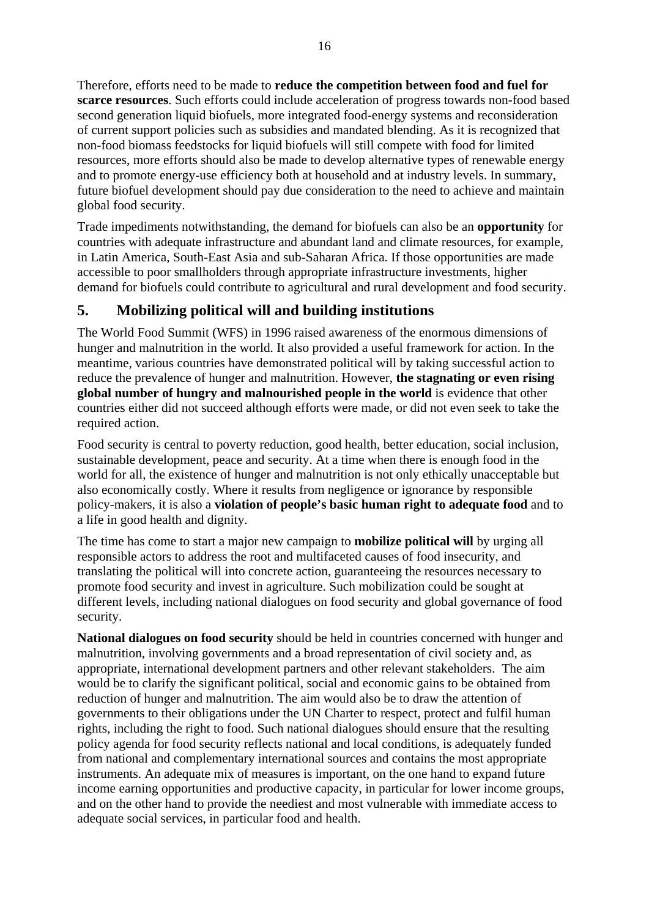Therefore, efforts need to be made to **reduce the competition between food and fuel for scarce resources**. Such efforts could include acceleration of progress towards non-food based second generation liquid biofuels, more integrated food-energy systems and reconsideration of current support policies such as subsidies and mandated blending. As it is recognized that non-food biomass feedstocks for liquid biofuels will still compete with food for limited resources, more efforts should also be made to develop alternative types of renewable energy and to promote energy-use efficiency both at household and at industry levels. In summary, future biofuel development should pay due consideration to the need to achieve and maintain global food security.

Trade impediments notwithstanding, the demand for biofuels can also be an **opportunity** for countries with adequate infrastructure and abundant land and climate resources, for example, in Latin America, South-East Asia and sub-Saharan Africa. If those opportunities are made accessible to poor smallholders through appropriate infrastructure investments, higher demand for biofuels could contribute to agricultural and rural development and food security.

## 5. Mobilizing political will and building institutions

The World Food Summit (WFS) in 1996 raised awareness of the enormous dimensions of hunger and malnutrition in the world. It also provided a useful framework for action. In the meantime, various countries have demonstrated political will by taking successful action to reduce the prevalence of hunger and malnutrition. However, **the stagnating or even rising global number of hungry and malnourished people in the world** is evidence that other countries either did not succeed although efforts were made, or did not even seek to take the required action.

Food security is central to poverty reduction, good health, better education, social inclusion, sustainable development, peace and security. At a time when there is enough food in the world for all, the existence of hunger and malnutrition is not only ethically unacceptable but also economically costly. Where it results from negligence or ignorance by responsible policy-makers, it is also a **violation of people's basic human right to adequate food** and to a life in good health and dignity.

The time has come to start a major new campaign to **mobilize political will** by urging all responsible actors to address the root and multifaceted causes of food insecurity, and translating the political will into concrete action, guaranteeing the resources necessary to promote food security and invest in agriculture. Such mobilization could be sought at different levels, including national dialogues on food security and global governance of food security.

**National dialogues on food security** should be held in countries concerned with hunger and malnutrition, involving governments and a broad representation of civil society and, as appropriate, international development partners and other relevant stakeholders. The aim would be to clarify the significant political, social and economic gains to be obtained from reduction of hunger and malnutrition. The aim would also be to draw the attention of governments to their obligations under the UN Charter to respect, protect and fulfil human rights, including the right to food. Such national dialogues should ensure that the resulting policy agenda for food security reflects national and local conditions, is adequately funded from national and complementary international sources and contains the most appropriate instruments. An adequate mix of measures is important, on the one hand to expand future income earning opportunities and productive capacity, in particular for lower income groups, and on the other hand to provide the neediest and most vulnerable with immediate access to adequate social services, in particular food and health.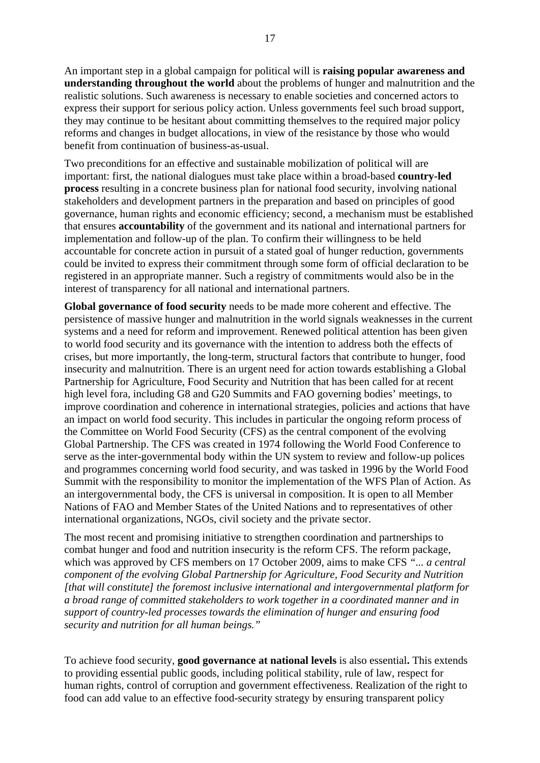An important step in a global campaign for political will is **raising popular awareness and understanding throughout the world** about the problems of hunger and malnutrition and the realistic solutions. Such awareness is necessary to enable societies and concerned actors to express their support for serious policy action. Unless governments feel such broad support, they may continue to be hesitant about committing themselves to the required major policy reforms and changes in budget allocations, in view of the resistance by those who would benefit from continuation of business-as-usual.

Two preconditions for an effective and sustainable mobilization of political will are important: first, the national dialogues must take place within a broad-based **country-led process** resulting in a concrete business plan for national food security, involving national stakeholders and development partners in the preparation and based on principles of good governance, human rights and economic efficiency; second, a mechanism must be established that ensures **accountability** of the government and its national and international partners for implementation and follow-up of the plan. To confirm their willingness to be held accountable for concrete action in pursuit of a stated goal of hunger reduction, governments could be invited to express their commitment through some form of official declaration to be registered in an appropriate manner. Such a registry of commitments would also be in the interest of transparency for all national and international partners.

**Global governance of food security** needs to be made more coherent and effective. The persistence of massive hunger and malnutrition in the world signals weaknesses in the current systems and a need for reform and improvement. Renewed political attention has been given to world food security and its governance with the intention to address both the effects of crises, but more importantly, the long-term, structural factors that contribute to hunger, food insecurity and malnutrition. There is an urgent need for action towards establishing a Global Partnership for Agriculture, Food Security and Nutrition that has been called for at recent high level fora, including G8 and G20 Summits and FAO governing bodies' meetings, to improve coordination and coherence in international strategies, policies and actions that have an impact on world food security. This includes in particular the ongoing reform process of the Committee on World Food Security (CFS) as the central component of the evolving Global Partnership. The CFS was created in 1974 following the World Food Conference to serve as the inter-governmental body within the UN system to review and follow-up polices and programmes concerning world food security, and was tasked in 1996 by the World Food Summit with the responsibility to monitor the implementation of the WFS Plan of Action. As an intergovernmental body, the CFS is universal in composition. It is open to all Member Nations of FAO and Member States of the United Nations and to representatives of other international organizations, NGOs, civil society and the private sector.

The most recent and promising initiative to strengthen coordination and partnerships to combat hunger and food and nutrition insecurity is the reform CFS. The reform package, which was approved by CFS members on 17 October 2009, aims to make CFS *"... a central component of the evolving Global Partnership for Agriculture, Food Security and Nutrition [that will constitute] the foremost inclusive international and intergovernmental platform for a broad range of committed stakeholders to work together in a coordinated manner and in support of country-led processes towards the elimination of hunger and ensuring food security and nutrition for all human beings."*

To achieve food security, **good governance at national levels** is also essential**.** This extends to providing essential public goods, including political stability, rule of law, respect for human rights, control of corruption and government effectiveness. Realization of the right to food can add value to an effective food-security strategy by ensuring transparent policy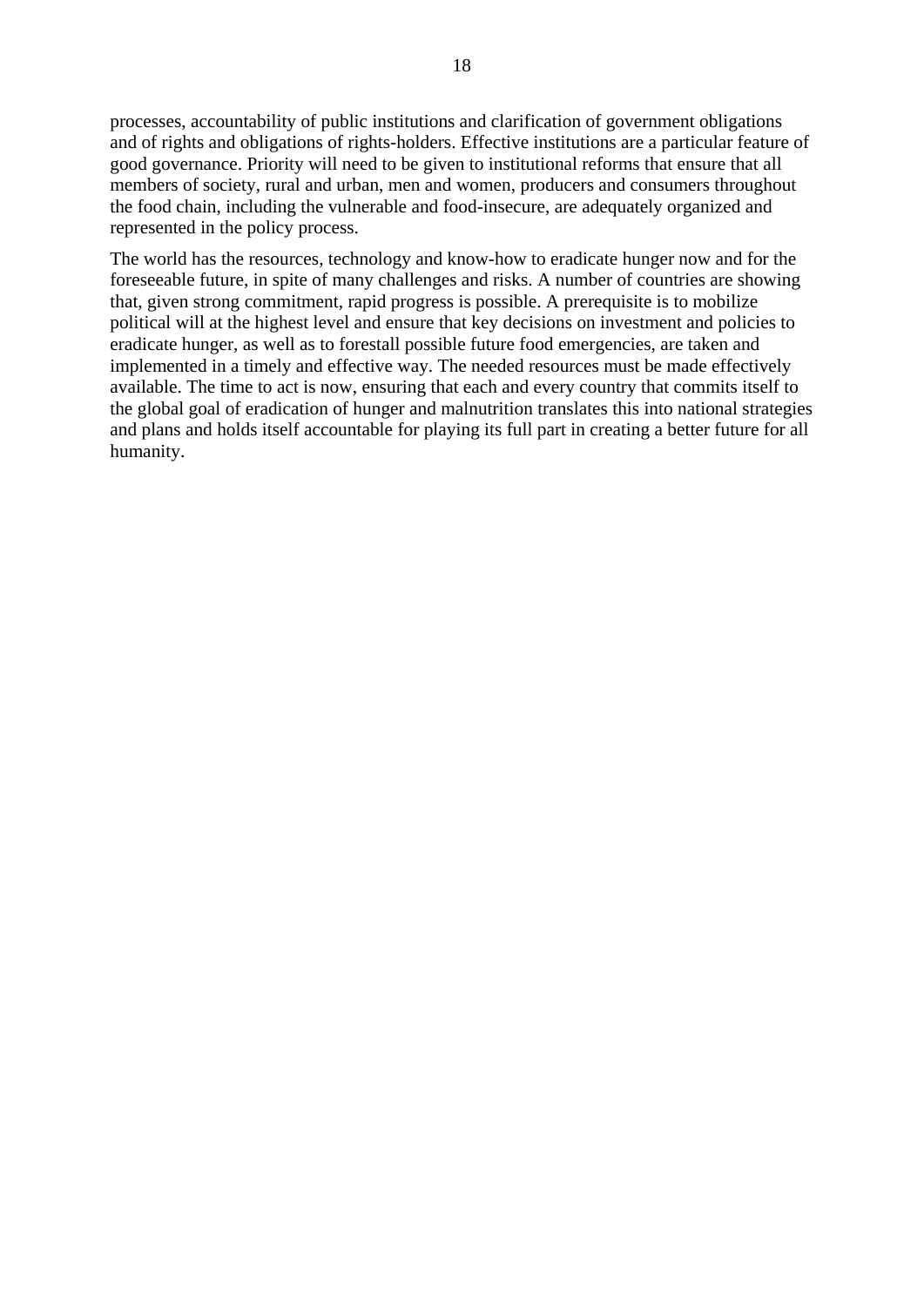processes, accountability of public institutions and clarification of government obligations and of rights and obligations of rights-holders. Effective institutions are a particular feature of good governance. Priority will need to be given to institutional reforms that ensure that all members of society, rural and urban, men and women, producers and consumers throughout the food chain, including the vulnerable and food-insecure, are adequately organized and represented in the policy process.

The world has the resources, technology and know-how to eradicate hunger now and for the foreseeable future, in spite of many challenges and risks. A number of countries are showing that, given strong commitment, rapid progress is possible. A prerequisite is to mobilize political will at the highest level and ensure that key decisions on investment and policies to eradicate hunger, as well as to forestall possible future food emergencies, are taken and implemented in a timely and effective way. The needed resources must be made effectively available. The time to act is now, ensuring that each and every country that commits itself to the global goal of eradication of hunger and malnutrition translates this into national strategies and plans and holds itself accountable for playing its full part in creating a better future for all humanity.